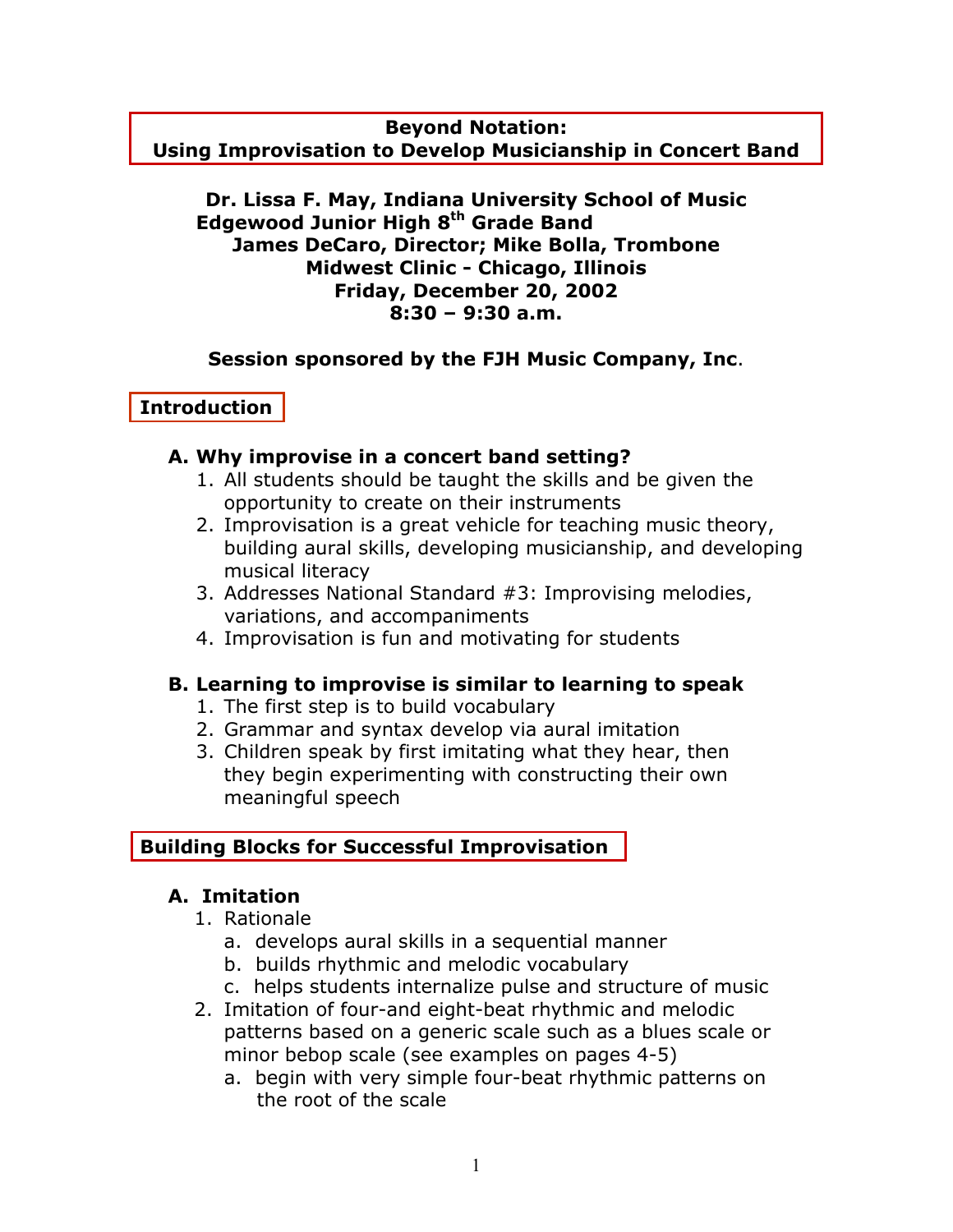# Beyond Notation:
# Using Improvisation to Develop Musicianship in Concert Band

**Dr. Lissa F. May, Indiana University School of Music**
**Edgewood Junior High 8th Grade Band**
**James DeCaro, Director; Mike Bolla, Trombone**
**Midwest Clinic - Chicago, Illinois**
**Friday, December 20, 2002**
**8:30 – 9:30 a.m.**

**Session sponsored by the FJH Music Company, Inc.**

## Introduction

### A. Why improvise in a concert band setting?

1. All students should be taught the skills and be given the opportunity to create on their instruments
2. Improvisation is a great vehicle for teaching music theory, building aural skills, developing musicianship, and developing musical literacy
3. Addresses National Standard #3: Improvising melodies, variations, and accompaniments
4. Improvisation is fun and motivating for students

### B. Learning to improvise is similar to learning to speak

1. The first step is to build vocabulary
2. Grammar and syntax develop via aural imitation
3. Children speak by first imitating what they hear, then they begin experimenting with constructing their own meaningful speech

## Building Blocks for Successful Improvisation

### A. Imitation

1. Rationale
   a. develops aural skills in a sequential manner
   b. builds rhythmic and melodic vocabulary
   c. helps students internalize pulse and structure of music
2. Imitation of four-and eight-beat rhythmic and melodic patterns based on a generic scale such as a blues scale or minor bebop scale (see examples on pages 4-5)
   a. begin with very simple four-beat rhythmic patterns on the root of the scale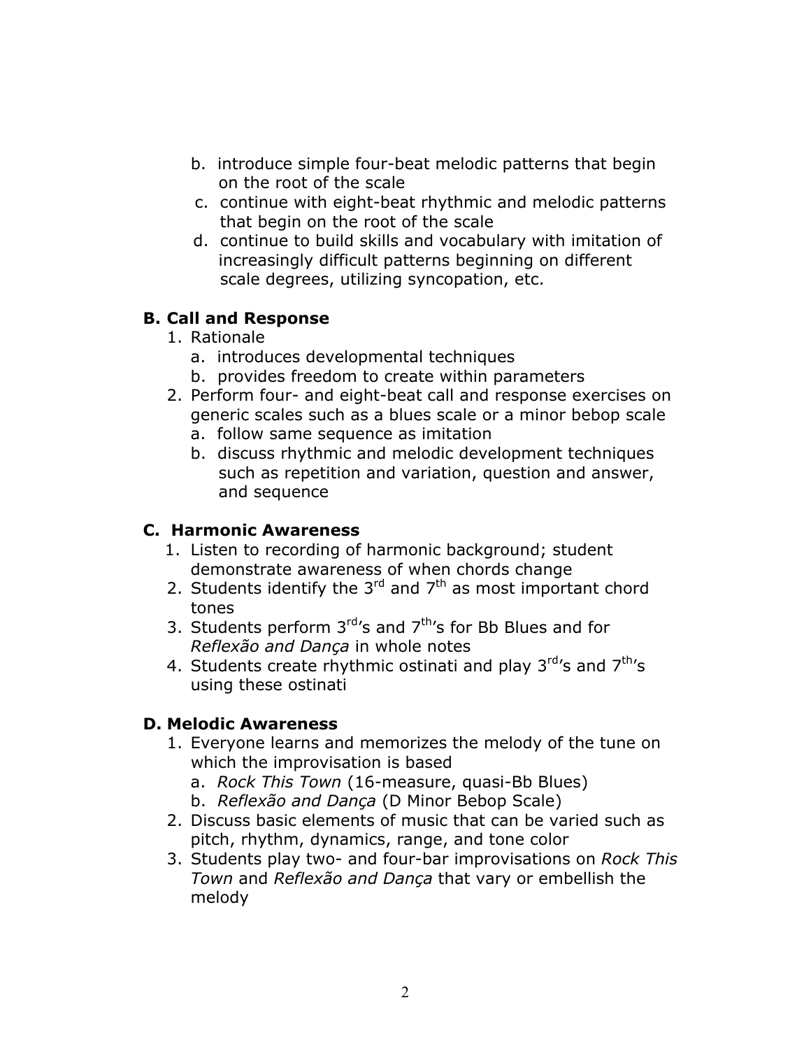b. introduce simple four-beat melodic patterns that begin on the root of the scale
c. continue with eight-beat rhythmic and melodic patterns that begin on the root of the scale
d. continue to build skills and vocabulary with imitation of increasingly difficult patterns beginning on different scale degrees, utilizing syncopation, etc.

**B. Call and Response**

1. Rationale
   a. introduces developmental techniques
   b. provides freedom to create within parameters
2. Perform four- and eight-beat call and response exercises on generic scales such as a blues scale or a minor bebop scale
   a. follow same sequence as imitation
   b. discuss rhythmic and melodic development techniques such as repetition and variation, question and answer, and sequence

**C. Harmonic Awareness**

1. Listen to recording of harmonic background; student demonstrate awareness of when chords change
2. Students identify the 3rd and 7th as most important chord tones
3. Students perform 3rd's and 7th's for Bb Blues and for *Reflexão and Dança* in whole notes
4. Students create rhythmic ostinati and play 3rd's and 7th's using these ostinati

**D. Melodic Awareness**

1. Everyone learns and memorizes the melody of the tune on which the improvisation is based
   a. *Rock This Town* (16-measure, quasi-Bb Blues)
   b. *Reflexão and Dança* (D Minor Bebop Scale)
2. Discuss basic elements of music that can be varied such as pitch, rhythm, dynamics, range, and tone color
3. Students play two- and four-bar improvisations on *Rock This Town* and *Reflexão and Dança* that vary or embellish the melody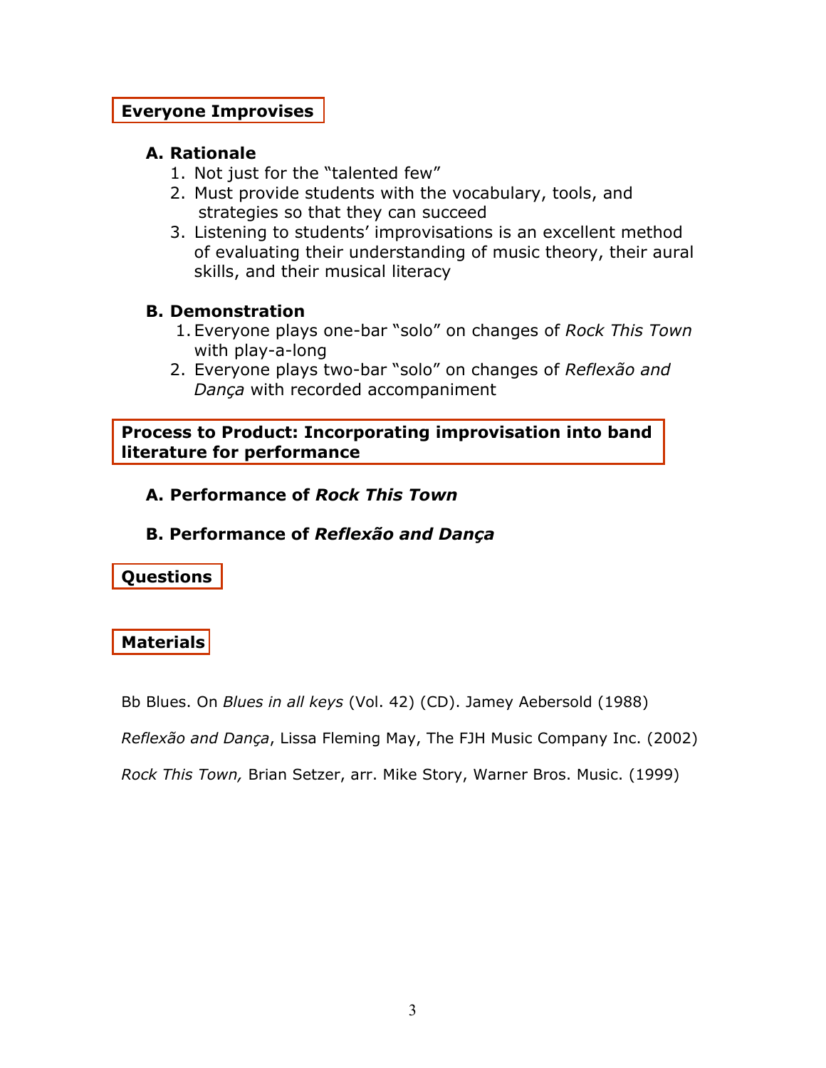## Everyone Improvises

### A. Rationale

1. Not just for the "talented few"
2. Must provide students with the vocabulary, tools, and strategies so that they can succeed
3. Listening to students' improvisations is an excellent method of evaluating their understanding of music theory, their aural skills, and their musical literacy

### B. Demonstration

1. Everyone plays one-bar "solo" on changes of *Rock This Town* with play-a-long
2. Everyone plays two-bar "solo" on changes of *Reflexão and Dança* with recorded accompaniment

## Process to Product: Incorporating improvisation into band literature for performance

### A. Performance of *Rock This Town*

### B. Performance of *Reflexão and Dança*

## Questions

## Materials

Bb Blues. On *Blues in all keys* (Vol. 42) (CD). Jamey Aebersold (1988)

*Reflexão and Dança*, Lissa Fleming May, The FJH Music Company Inc. (2002)

*Rock This Town,* Brian Setzer, arr. Mike Story, Warner Bros. Music. (1999)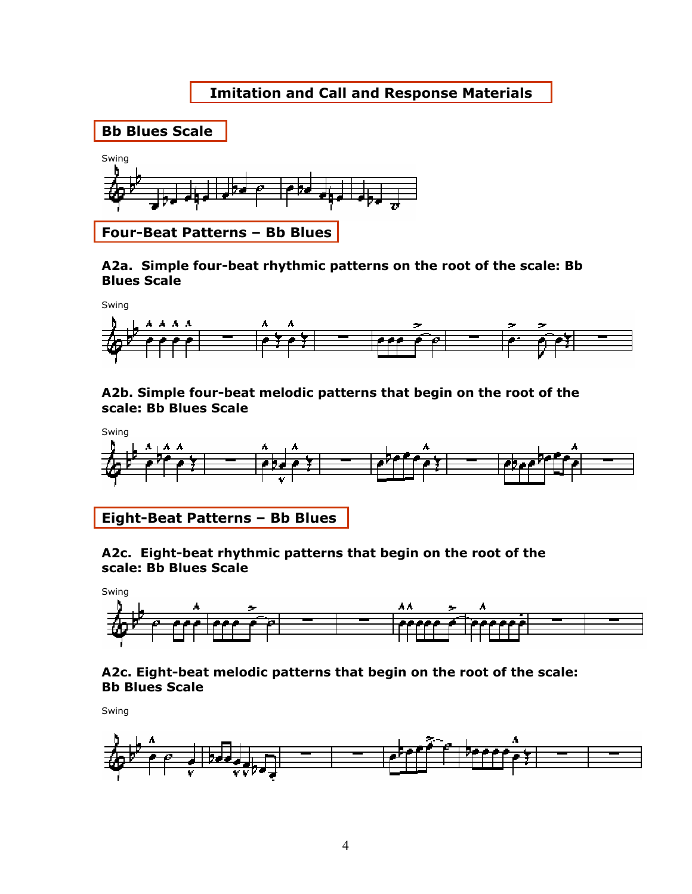# Imitation and Call and Response Materials

## Bb Blues Scale

Swing

## Four-Beat Patterns – Bb Blues

**A2a. Simple four-beat rhythmic patterns on the root of the scale: Bb Blues Scale**

Swing

**A2b. Simple four-beat melodic patterns that begin on the root of the scale: Bb Blues Scale**

Swing

## Eight-Beat Patterns – Bb Blues

**A2c. Eight-beat rhythmic patterns that begin on the root of the scale: Bb Blues Scale**

Swing

**A2c. Eight-beat melodic patterns that begin on the root of the scale: Bb Blues Scale**

Swing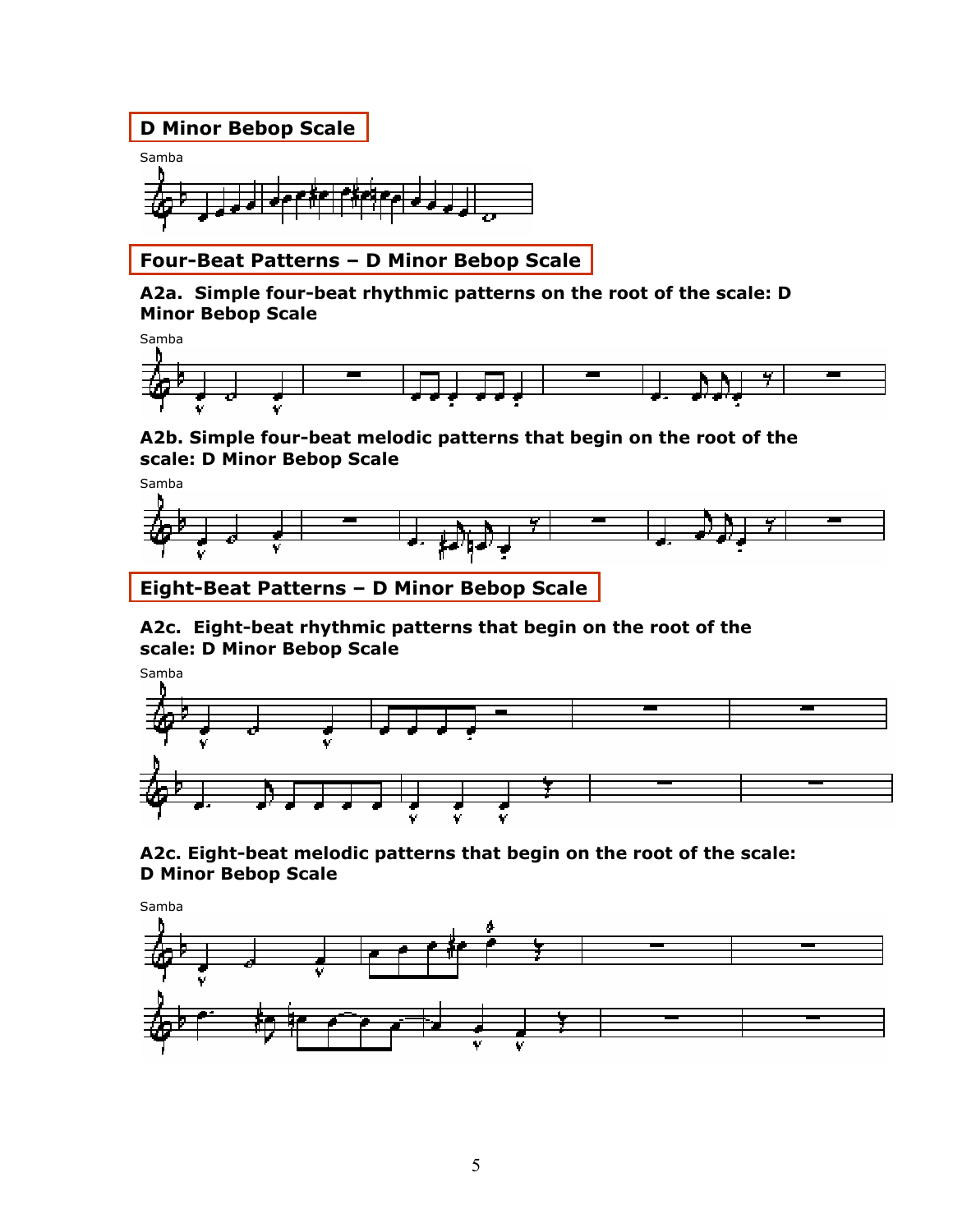## D Minor Bebop Scale

Samba

## Four-Beat Patterns – D Minor Bebop Scale

### A2a. Simple four-beat rhythmic patterns on the root of the scale: D Minor Bebop Scale

Samba

### A2b. Simple four-beat melodic patterns that begin on the root of the scale: D Minor Bebop Scale

Samba

## Eight-Beat Patterns – D Minor Bebop Scale

### A2c. Eight-beat rhythmic patterns that begin on the root of the scale: D Minor Bebop Scale

Samba

### A2c. Eight-beat melodic patterns that begin on the root of the scale: D Minor Bebop Scale

Samba